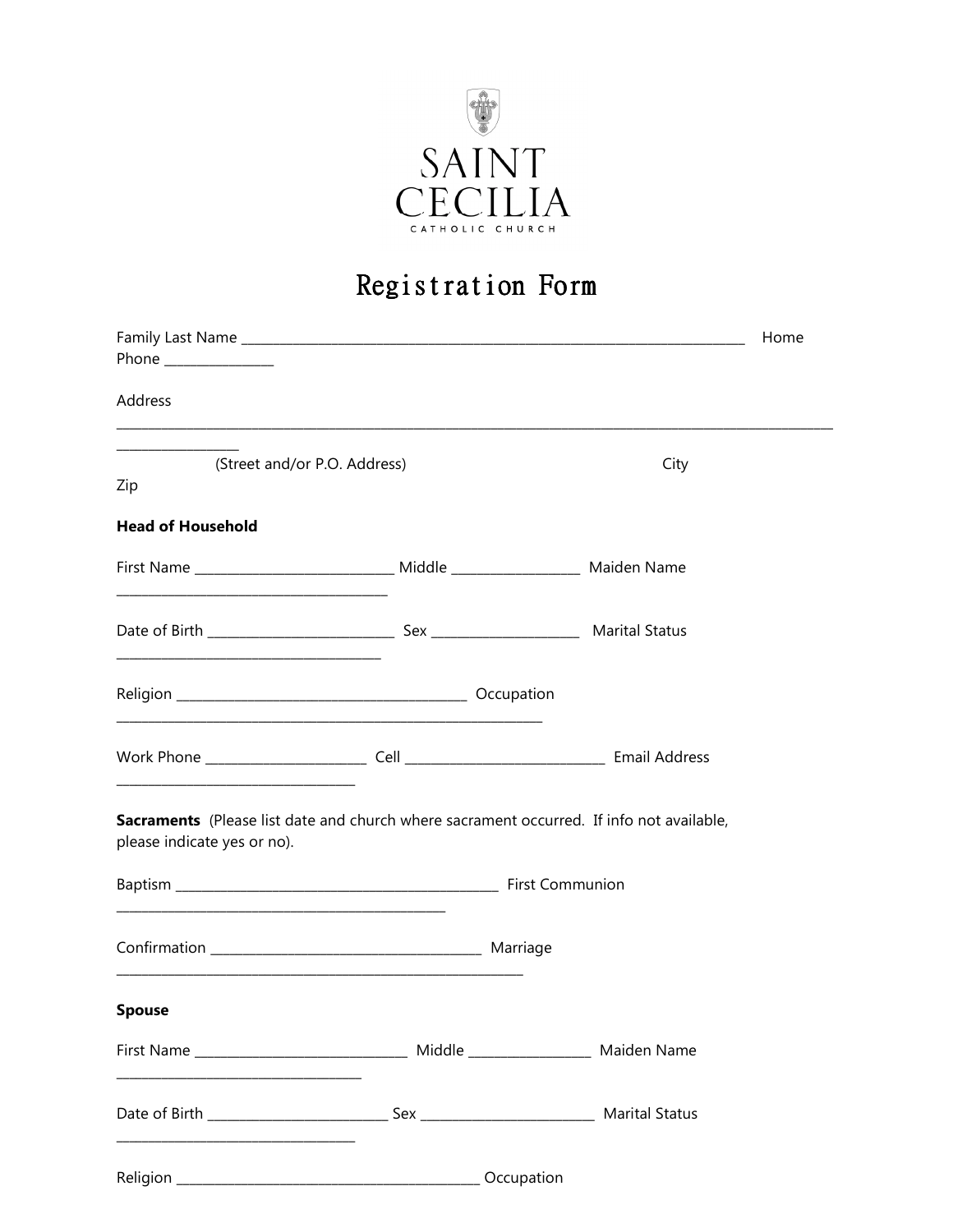SAINT CECILIA

CATHOLIC CHURCH

# Registration Form

Family Last Name ___________________________________________________________________________ Home Phone _______________

Address ________________________________________________________________________________________________________ _________________

(Street and/or P.O. Address) City Zip

**Head of Household**

First Name ____________________________ Middle __________________ Maiden Name _______________________________________

Date of Birth ___________________________ Sex _____________________ Marital Status _______________________________________

Religion __________________________________________ Occupation _________________________________________________________________

Work Phone _______________________ Cell ____________________________ Email Address __________________________________

**Sacraments** (Please list date and church where sacrament occurred. If info not available, please indicate yes or no).

Baptism _______________________________________________ First Communion _________________________________________________

Confirmation _______________________________________ Marriage ______________________________________________________________

**Spouse**

First Name _______________________________ Middle _________________ Maiden Name ___________________________________

Date of Birth _________________________ Sex ________________________ Marital Status ___________________________________

Religion ____________________________________________ Occupation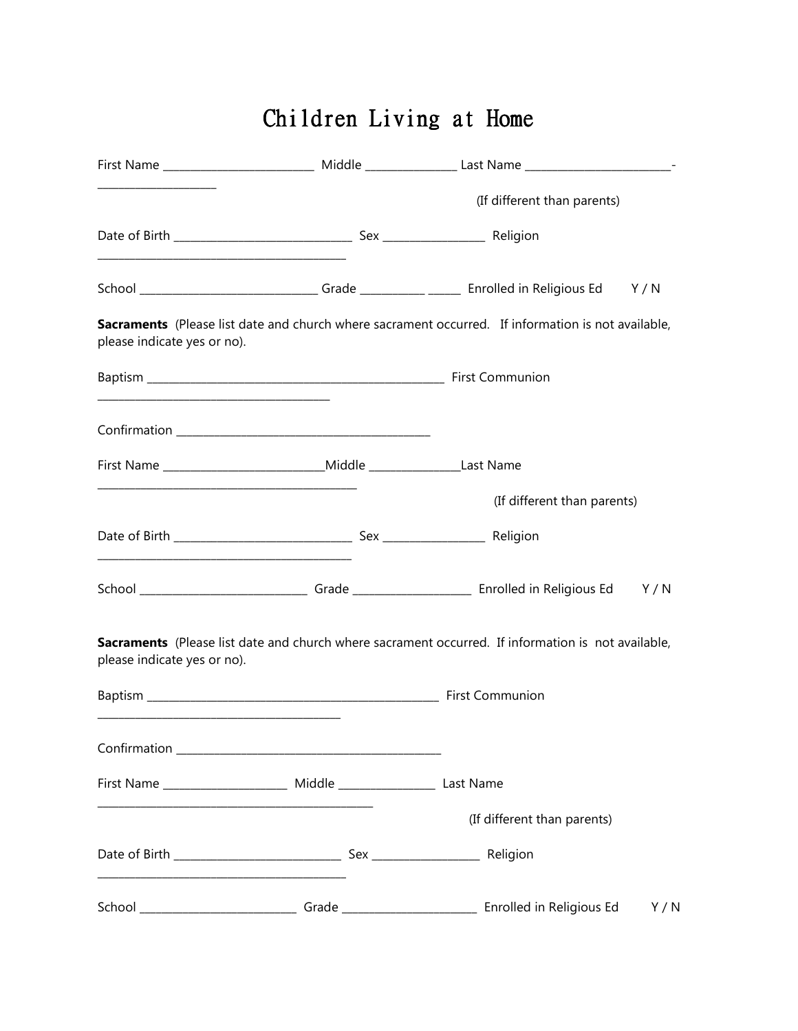# Children Living at Home

First Name ___________________________ Middle ________________ Last Name __________________________-
_____________________

(If different than parents)

Date of Birth _______________________________ Sex __________________ Religion
_____________________________________________

School _______________________________ Grade ____________ ______ Enrolled in Religious Ed Y / N

**Sacraments** (Please list date and church where sacrament occurred. If information is not available, please indicate yes or no).

Baptism ______________________________________________________ First Communion
__________________________________________

Confirmation ______________________________________________

First Name ____________________________Middle ________________Last Name
_______________________________________________

(If different than parents)

Date of Birth _______________________________ Sex __________________ Religion
_____________________________________________

School ______________________________ Grade _____________________ Enrolled in Religious Ed Y / N

**Sacraments** (Please list date and church where sacrament occurred. If information is not available, please indicate yes or no).

Baptism _____________________________________________________ First Communion
____________________________________________

Confirmation ________________________________________________

First Name ______________________ Middle _________________ Last Name
_________________________________________________

(If different than parents)

Date of Birth _____________________________ Sex ___________________ Religion
_____________________________________________

School ____________________________ Grade ________________________ Enrolled in Religious Ed Y / N